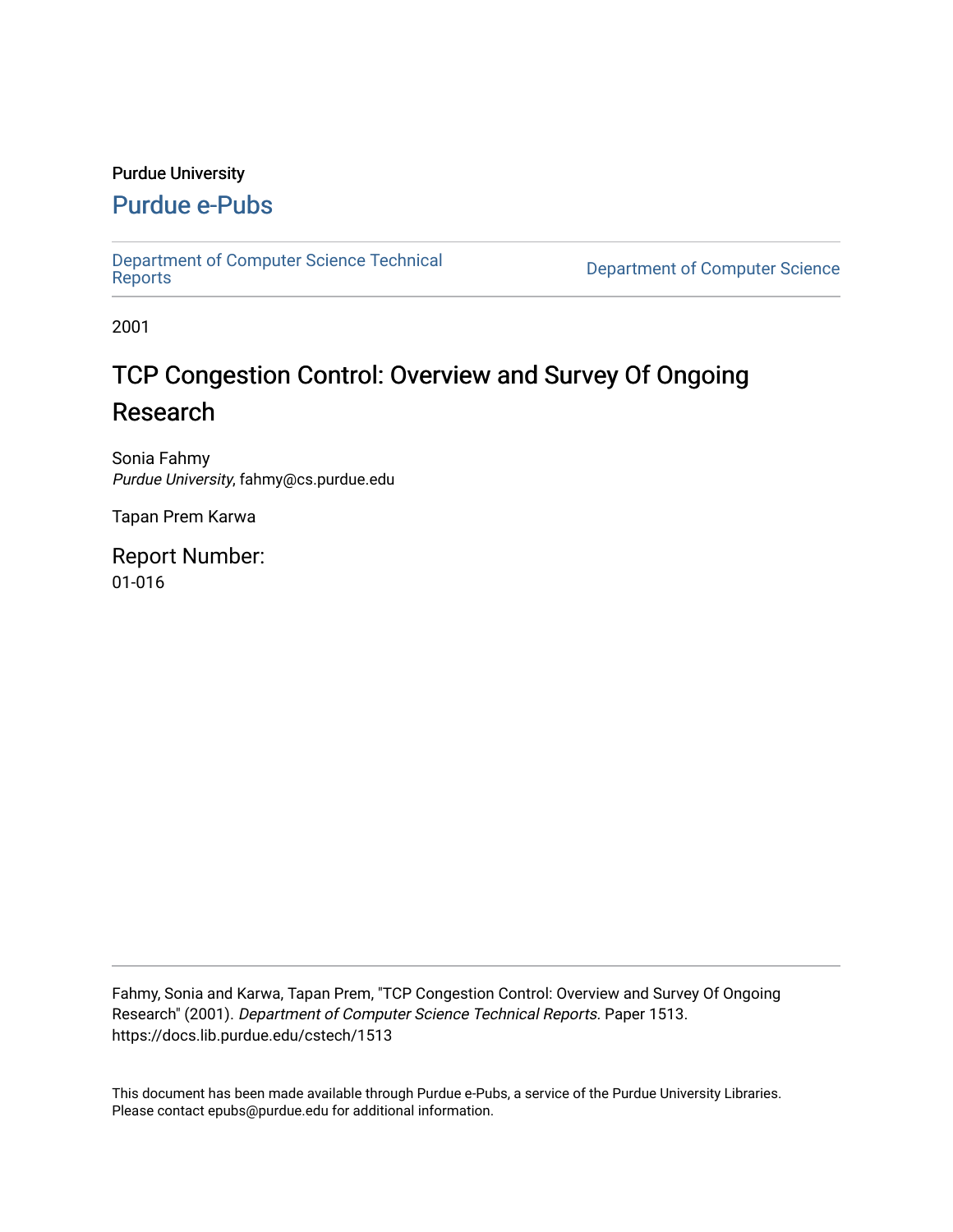Purdue University

## Purdue e-Pubs

Department of Computer Science Technical Reports

Department of Computer Science

2001

# TCP Congestion Control: Overview and Survey Of Ongoing Research

Sonia Fahmy
*Purdue University*, fahmy@cs.purdue.edu

Tapan Prem Karwa

Report Number:
01-016

Fahmy, Sonia and Karwa, Tapan Prem, "TCP Congestion Control: Overview and Survey Of Ongoing Research" (2001). *Department of Computer Science Technical Reports.* Paper 1513.
https://docs.lib.purdue.edu/cstech/1513

This document has been made available through Purdue e-Pubs, a service of the Purdue University Libraries.
Please contact epubs@purdue.edu for additional information.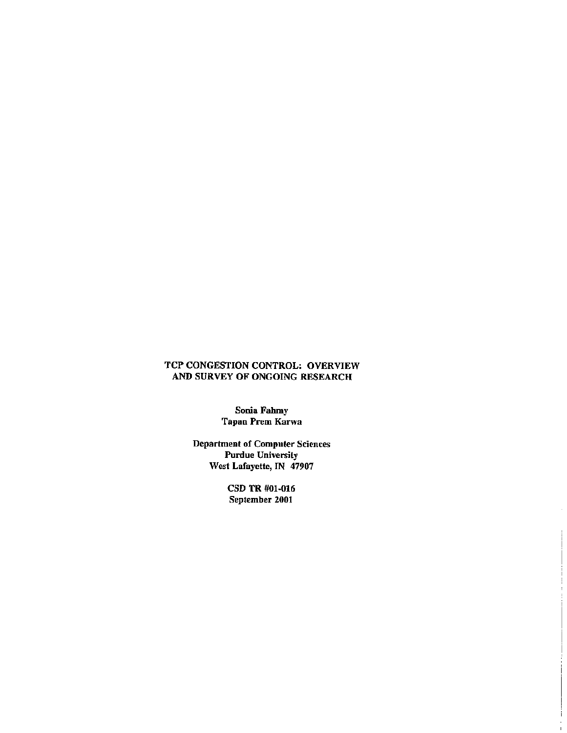# TCP CONGESTION CONTROL: OVERVIEW AND SURVEY OF ONGOING RESEARCH

**Sonia Fahmy**
**Tapan Prem Karwa**

**Department of Computer Sciences**
**Purdue University**
**West Lafayette, IN 47907**

**CSD TR #01-016**
**September 2001**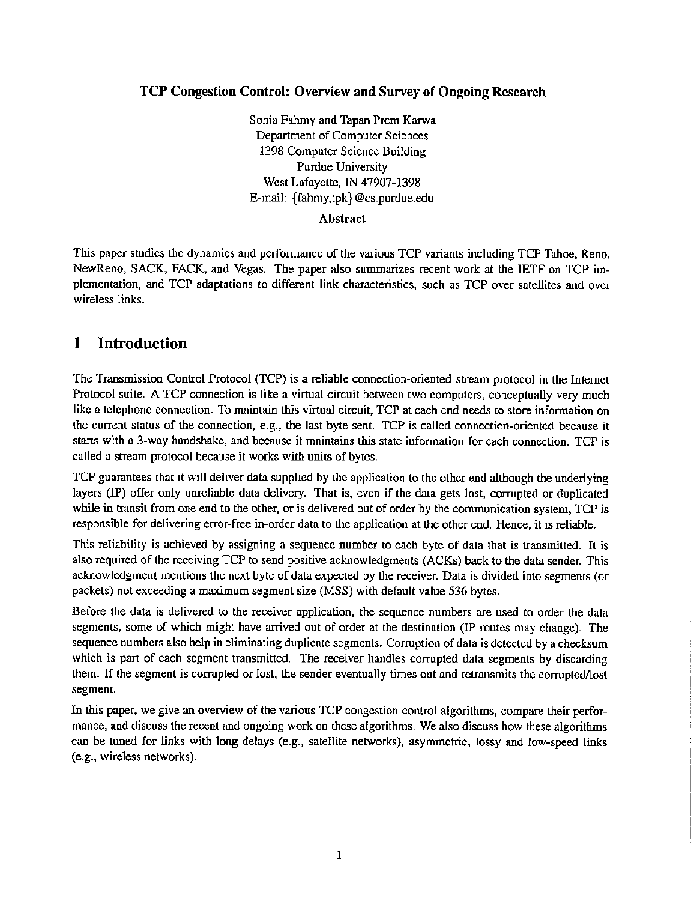# TCP Congestion Control: Overview and Survey of Ongoing Research

Sonia Fahmy and Tapan Prem Karwa
Department of Computer Sciences
1398 Computer Science Building
Purdue University
West Lafayette, IN 47907-1398
E-mail: {fahmy,tpk}@cs.purdue.edu

**Abstract**

This paper studies the dynamics and performance of the various TCP variants including TCP Tahoe, Reno, NewReno, SACK, FACK, and Vegas. The paper also summarizes recent work at the IETF on TCP implementation, and TCP adaptations to different link characteristics, such as TCP over satellites and over wireless links.

## 1 Introduction

The Transmission Control Protocol (TCP) is a reliable connection-oriented stream protocol in the Internet Protocol suite. A TCP connection is like a virtual circuit between two computers, conceptually very much like a telephone connection. To maintain this virtual circuit, TCP at each end needs to store information on the current status of the connection, e.g., the last byte sent. TCP is called connection-oriented because it starts with a 3-way handshake, and because it maintains this state information for each connection. TCP is called a stream protocol because it works with units of bytes.

TCP guarantees that it will deliver data supplied by the application to the other end although the underlying layers (IP) offer only unreliable data delivery. That is, even if the data gets lost, corrupted or duplicated while in transit from one end to the other, or is delivered out of order by the communication system, TCP is responsible for delivering error-free in-order data to the application at the other end. Hence, it is reliable.

This reliability is achieved by assigning a sequence number to each byte of data that is transmitted. It is also required of the receiving TCP to send positive acknowledgments (ACKs) back to the data sender. This acknowledgment mentions the next byte of data expected by the receiver. Data is divided into segments (or packets) not exceeding a maximum segment size (MSS) with default value 536 bytes.

Before the data is delivered to the receiver application, the sequence numbers are used to order the data segments, some of which might have arrived out of order at the destination (IP routes may change). The sequence numbers also help in eliminating duplicate segments. Corruption of data is detected by a checksum which is part of each segment transmitted. The receiver handles corrupted data segments by discarding them. If the segment is corrupted or lost, the sender eventually times out and retransmits the corrupted/lost segment.

In this paper, we give an overview of the various TCP congestion control algorithms, compare their performance, and discuss the recent and ongoing work on these algorithms. We also discuss how these algorithms can be tuned for links with long delays (e.g., satellite networks), asymmetric, lossy and low-speed links (e.g., wireless networks).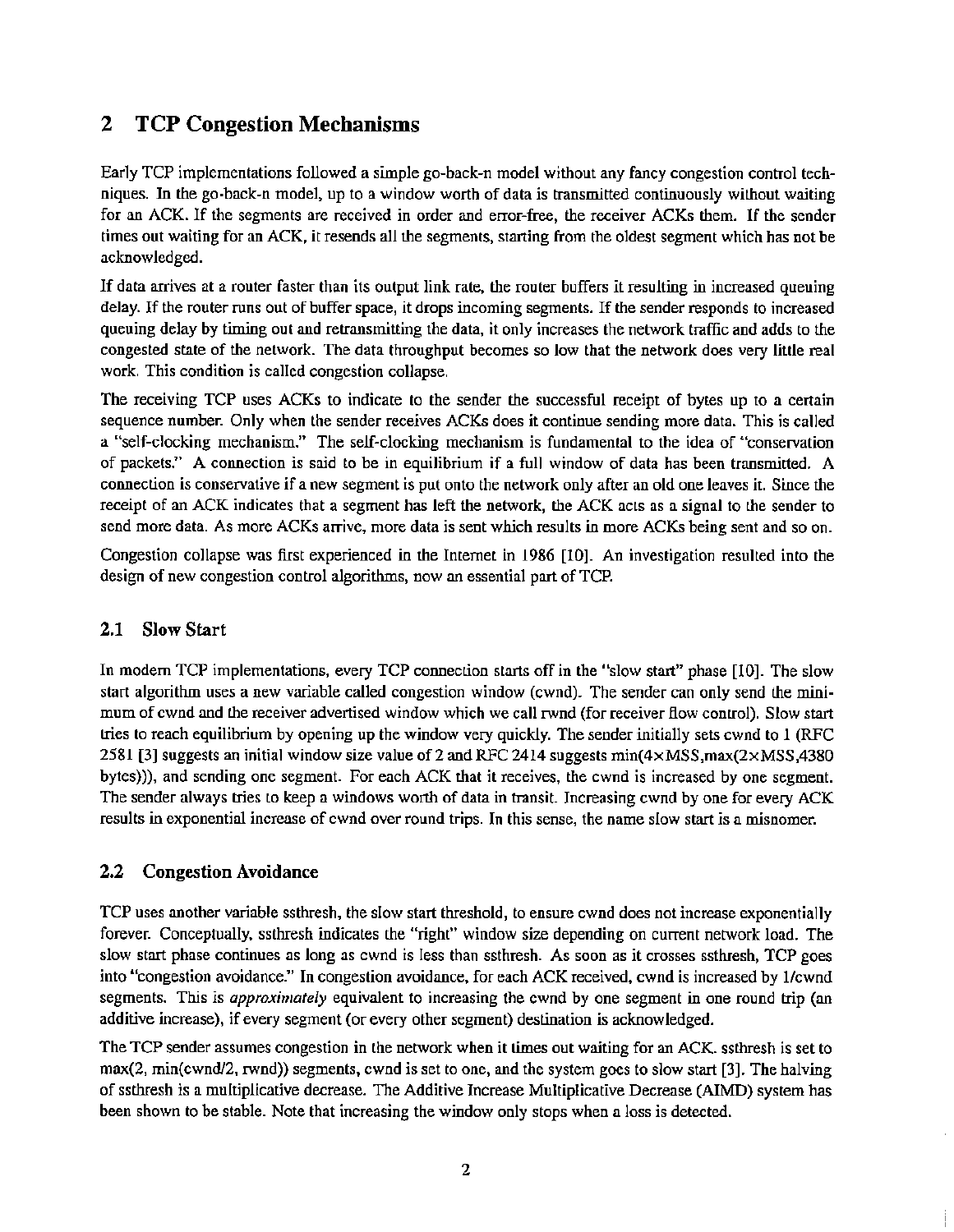## 2 TCP Congestion Mechanisms

Early TCP implementations followed a simple go-back-n model without any fancy congestion control techniques. In the go-back-n model, up to a window worth of data is transmitted continuously without waiting for an ACK. If the segments are received in order and error-free, the receiver ACKs them. If the sender times out waiting for an ACK, it resends all the segments, starting from the oldest segment which has not be acknowledged.

If data arrives at a router faster than its output link rate, the router buffers it resulting in increased queuing delay. If the router runs out of buffer space, it drops incoming segments. If the sender responds to increased queuing delay by timing out and retransmitting the data, it only increases the network traffic and adds to the congested state of the network. The data throughput becomes so low that the network does very little real work. This condition is called congestion collapse.

The receiving TCP uses ACKs to indicate to the sender the successful receipt of bytes up to a certain sequence number. Only when the sender receives ACKs does it continue sending more data. This is called a "self-clocking mechanism." The self-clocking mechanism is fundamental to the idea of "conservation of packets." A connection is said to be in equilibrium if a full window of data has been transmitted. A connection is conservative if a new segment is put onto the network only after an old one leaves it. Since the receipt of an ACK indicates that a segment has left the network, the ACK acts as a signal to the sender to send more data. As more ACKs arrive, more data is sent which results in more ACKs being sent and so on.

Congestion collapse was first experienced in the Internet in 1986 [10]. An investigation resulted into the design of new congestion control algorithms, now an essential part of TCP.

### 2.1 Slow Start

In modern TCP implementations, every TCP connection starts off in the "slow start" phase [10]. The slow start algorithm uses a new variable called congestion window (cwnd). The sender can only send the minimum of cwnd and the receiver advertised window which we call rwnd (for receiver flow control). Slow start tries to reach equilibrium by opening up the window very quickly. The sender initially sets cwnd to 1 (RFC 2581 [3] suggests an initial window size value of 2 and RFC 2414 suggests min(4×MSS,max(2×MSS,4380 bytes))), and sending one segment. For each ACK that it receives, the cwnd is increased by one segment. The sender always tries to keep a windows worth of data in transit. Increasing cwnd by one for every ACK results in exponential increase of cwnd over round trips. In this sense, the name slow start is a misnomer.

### 2.2 Congestion Avoidance

TCP uses another variable ssthresh, the slow start threshold, to ensure cwnd does not increase exponentially forever. Conceptually, ssthresh indicates the "right" window size depending on current network load. The slow start phase continues as long as cwnd is less than ssthresh. As soon as it crosses ssthresh, TCP goes into "congestion avoidance." In congestion avoidance, for each ACK received, cwnd is increased by 1/cwnd segments. This is *approximately* equivalent to increasing the cwnd by one segment in one round trip (an additive increase), if every segment (or every other segment) destination is acknowledged.

The TCP sender assumes congestion in the network when it times out waiting for an ACK. ssthresh is set to max(2, min(cwnd/2, rwnd)) segments, cwnd is set to one, and the system goes to slow start [3]. The halving of ssthresh is a multiplicative decrease. The Additive Increase Multiplicative Decrease (AIMD) system has been shown to be stable. Note that increasing the window only stops when a loss is detected.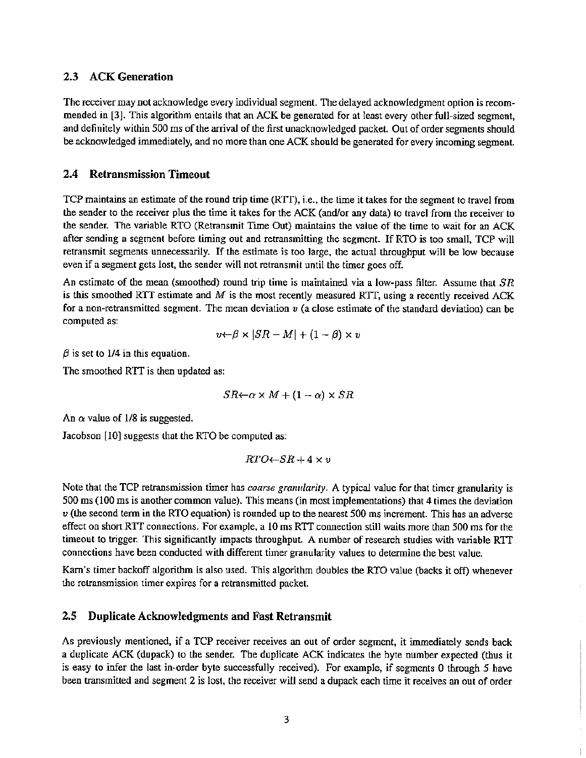## 2.3 ACK Generation

The receiver may not acknowledge every individual segment. The delayed acknowledgment option is recommended in [3]. This algorithm entails that an ACK be generated for at least every other full-sized segment, and definitely within 500 ms of the arrival of the first unacknowledged packet. Out of order segments should be acknowledged immediately, and no more than one ACK should be generated for every incoming segment.

## 2.4 Retransmission Timeout

TCP maintains an estimate of the round trip time (RTT), i.e., the time it takes for the segment to travel from the sender to the receiver plus the time it takes for the ACK (and/or any data) to travel from the receiver to the sender. The variable RTO (Retransmit Time Out) maintains the value of the time to wait for an ACK after sending a segment before timing out and retransmitting the segment. If RTO is too small, TCP will retransmit segments unnecessarily. If the estimate is too large, the actual throughput will be low because even if a segment gets lost, the sender will not retransmit until the timer goes off.

An estimate of the mean (smoothed) round trip time is maintained via a low-pass filter. Assume that $SR$ is this smoothed RTT estimate and $M$ is the most recently measured RTT, using a recently received ACK for a non-retransmitted segment. The mean deviation $v$ (a close estimate of the standard deviation) can be computed as:

$$v \leftarrow \beta \times |SR - M| + (1 - \beta) \times v$$

$\beta$ is set to 1/4 in this equation.

The smoothed RTT is then updated as:

$$SR \leftarrow \alpha \times M + (1 - \alpha) \times SR$$

An $\alpha$ value of 1/8 is suggested.

Jacobson [10] suggests that the RTO be computed as:

$$RTO \leftarrow SR + 4 \times v$$

Note that the TCP retransmission timer has *coarse granularity*. A typical value for that timer granularity is 500 ms (100 ms is another common value). This means (in most implementations) that 4 times the deviation $v$ (the second term in the RTO equation) is rounded up to the nearest 500 ms increment. This has an adverse effect on short RTT connections. For example, a 10 ms RTT connection still waits more than 500 ms for the timeout to trigger. This significantly impacts throughput. A number of research studies with variable RTT connections have been conducted with different timer granularity values to determine the best value.

Karn's timer backoff algorithm is also used. This algorithm doubles the RTO value (backs it off) whenever the retransmission timer expires for a retransmitted packet.

## 2.5 Duplicate Acknowledgments and Fast Retransmit

As previously mentioned, if a TCP receiver receives an out of order segment, it immediately sends back a duplicate ACK (dupack) to the sender. The duplicate ACK indicates the byte number expected (thus it is easy to infer the last in-order byte successfully received). For example, if segments 0 through 5 have been transmitted and segment 2 is lost, the receiver will send a dupack each time it receives an out of order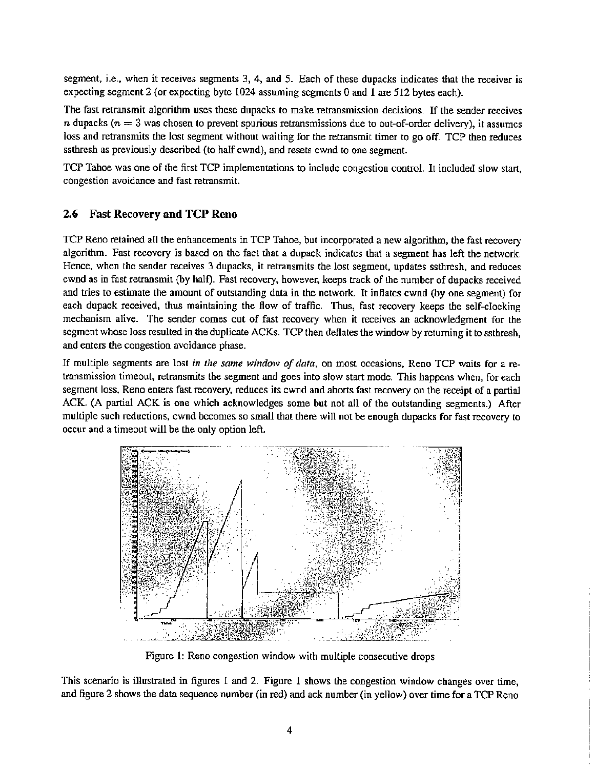segment, i.e., when it receives segments 3, 4, and 5. Each of these dupacks indicates that the receiver is expecting segment 2 (or expecting byte 1024 assuming segments 0 and 1 are 512 bytes each).

The fast retransmit algorithm uses these dupacks to make retransmission decisions. If the sender receives $n$ dupacks ($n = 3$ was chosen to prevent spurious retransmissions due to out-of-order delivery), it assumes loss and retransmits the lost segment without waiting for the retransmit timer to go off. TCP then reduces ssthresh as previously described (to half cwnd), and resets cwnd to one segment.

TCP Tahoe was one of the first TCP implementations to include congestion control. It included slow start, congestion avoidance and fast retransmit.

### 2.6 Fast Recovery and TCP Reno

TCP Reno retained all the enhancements in TCP Tahoe, but incorporated a new algorithm, the fast recovery algorithm. Fast recovery is based on the fact that a dupack indicates that a segment has left the network. Hence, when the sender receives 3 dupacks, it retransmits the lost segment, updates ssthresh, and reduces cwnd as in fast retransmit (by half). Fast recovery, however, keeps track of the number of dupacks received and tries to estimate the amount of outstanding data in the network. It inflates cwnd (by one segment) for each dupack received, thus maintaining the flow of traffic. Thus, fast recovery keeps the self-clocking mechanism alive. The sender comes out of fast recovery when it receives an acknowledgment for the segment whose loss resulted in the duplicate ACKs. TCP then deflates the window by returning it to ssthresh, and enters the congestion avoidance phase.

If multiple segments are lost *in the same window of data*, on most occasions, Reno TCP waits for a retransmission timeout, retransmits the segment and goes into slow start mode. This happens when, for each segment loss, Reno enters fast recovery, reduces its cwnd and aborts fast recovery on the receipt of a partial ACK. (A partial ACK is one which acknowledges some but not all of the outstanding segments.) After multiple such reductions, cwnd becomes so small that there will not be enough dupacks for fast recovery to occur and a timeout will be the only option left.

Figure 1: Reno congestion window with multiple consecutive drops

This scenario is illustrated in figures 1 and 2. Figure 1 shows the congestion window changes over time, and figure 2 shows the data sequence number (in red) and ack number (in yellow) over time for a TCP Reno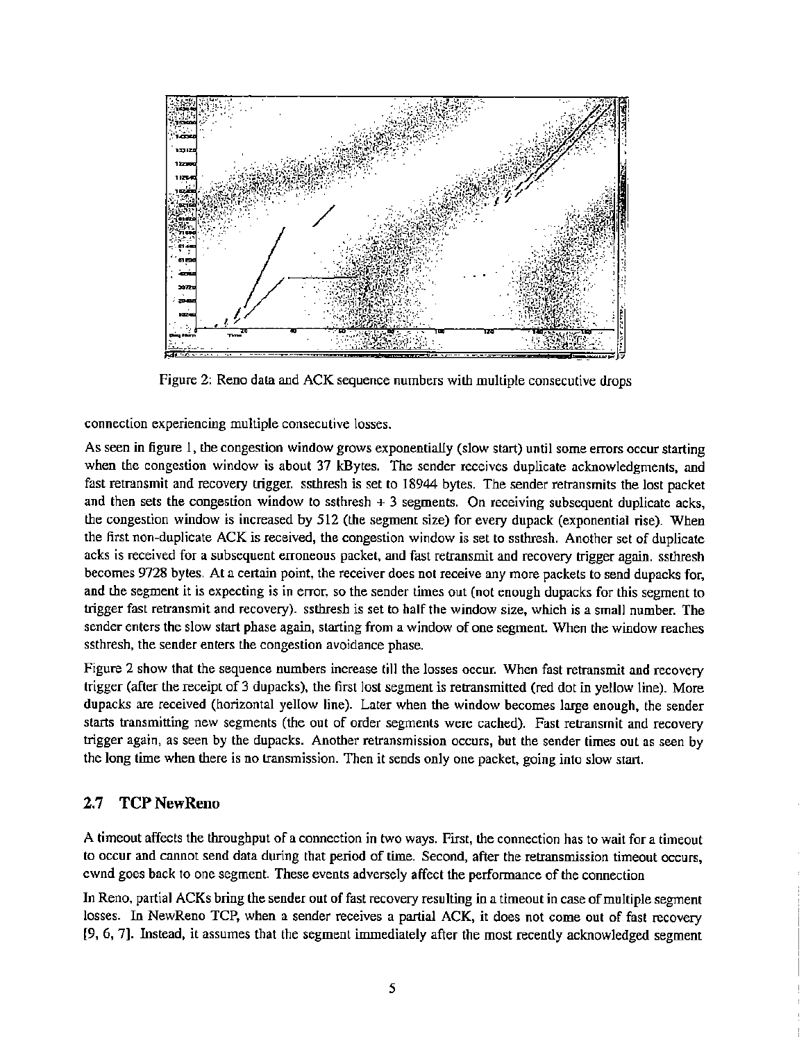Figure 2: Reno data and ACK sequence numbers with multiple consecutive drops

connection experiencing multiple consecutive losses.

As seen in figure 1, the congestion window grows exponentially (slow start) until some errors occur starting when the congestion window is about 37 kBytes. The sender receives duplicate acknowledgments, and fast retransmit and recovery trigger. ssthresh is set to 18944 bytes. The sender retransmits the lost packet and then sets the congestion window to ssthresh + 3 segments. On receiving subsequent duplicate acks, the congestion window is increased by 512 (the segment size) for every dupack (exponential rise). When the first non-duplicate ACK is received, the congestion window is set to ssthresh. Another set of duplicate acks is received for a subsequent erroneous packet, and fast retransmit and recovery trigger again. ssthresh becomes 9728 bytes. At a certain point, the receiver does not receive any more packets to send dupacks for, and the segment it is expecting is in error, so the sender times out (not enough dupacks for this segment to trigger fast retransmit and recovery). ssthresh is set to half the window size, which is a small number. The sender enters the slow start phase again, starting from a window of one segment. When the window reaches ssthresh, the sender enters the congestion avoidance phase.

Figure 2 show that the sequence numbers increase till the losses occur. When fast retransmit and recovery trigger (after the receipt of 3 dupacks), the first lost segment is retransmitted (red dot in yellow line). More dupacks are received (horizontal yellow line). Later when the window becomes large enough, the sender starts transmitting new segments (the out of order segments were cached). Fast retransmit and recovery trigger again, as seen by the dupacks. Another retransmission occurs, but the sender times out as seen by the long time when there is no transmission. Then it sends only one packet, going into slow start.

### 2.7 TCP NewReno

A timeout affects the throughput of a connection in two ways. First, the connection has to wait for a timeout to occur and cannot send data during that period of time. Second, after the retransmission timeout occurs, cwnd goes back to one segment. These events adversely affect the performance of the connection

In Reno, partial ACKs bring the sender out of fast recovery resulting in a timeout in case of multiple segment losses. In NewReno TCP, when a sender receives a partial ACK, it does not come out of fast recovery [9, 6, 7]. Instead, it assumes that the segment immediately after the most recently acknowledged segment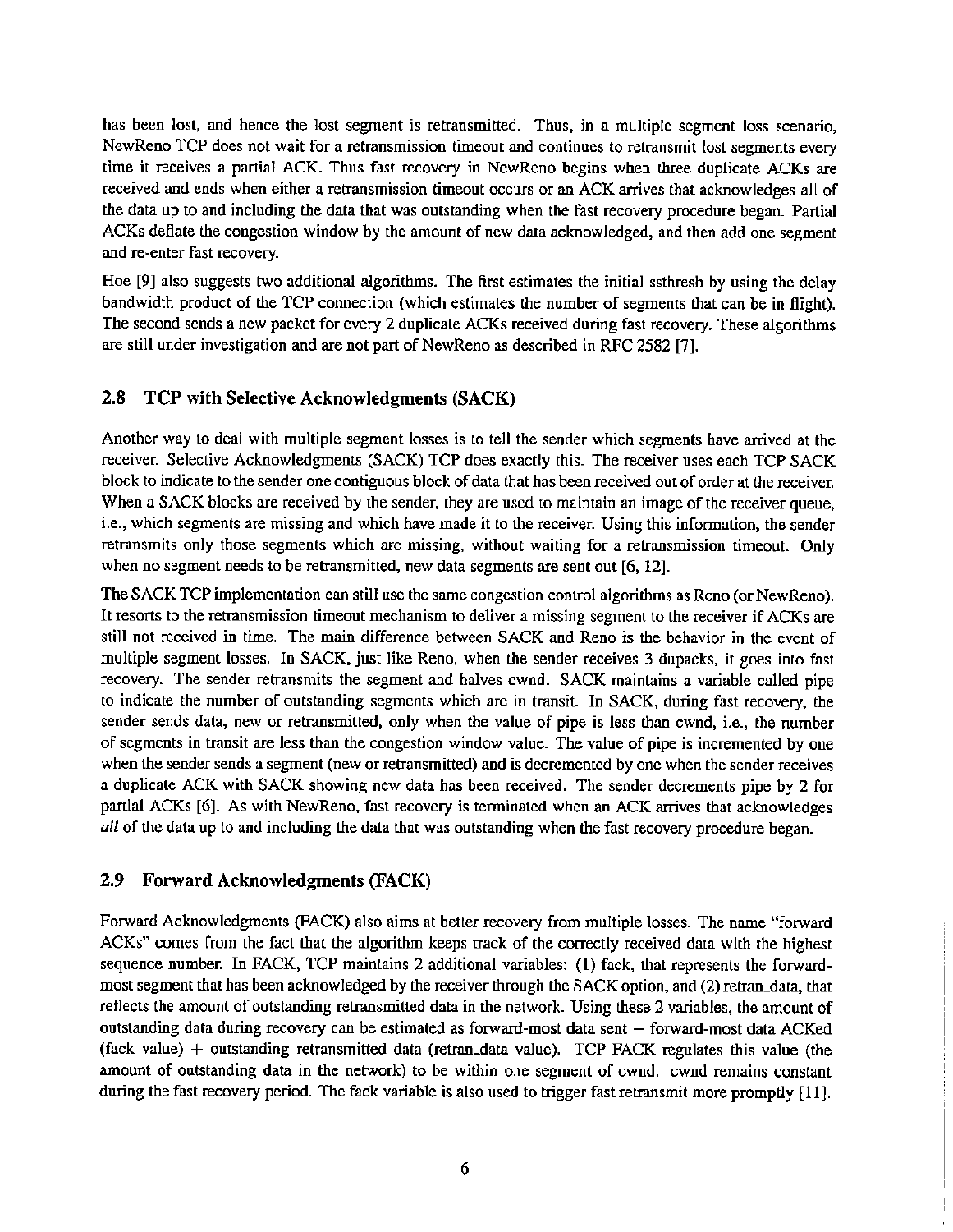has been lost, and hence the lost segment is retransmitted. Thus, in a multiple segment loss scenario, NewReno TCP does not wait for a retransmission timeout and continues to retransmit lost segments every time it receives a partial ACK. Thus fast recovery in NewReno begins when three duplicate ACKs are received and ends when either a retransmission timeout occurs or an ACK arrives that acknowledges all of the data up to and including the data that was outstanding when the fast recovery procedure began. Partial ACKs deflate the congestion window by the amount of new data acknowledged, and then add one segment and re-enter fast recovery.

Hoe [9] also suggests two additional algorithms. The first estimates the initial ssthresh by using the delay bandwidth product of the TCP connection (which estimates the number of segments that can be in flight). The second sends a new packet for every 2 duplicate ACKs received during fast recovery. These algorithms are still under investigation and are not part of NewReno as described in RFC 2582 [7].

## 2.8 TCP with Selective Acknowledgments (SACK)

Another way to deal with multiple segment losses is to tell the sender which segments have arrived at the receiver. Selective Acknowledgments (SACK) TCP does exactly this. The receiver uses each TCP SACK block to indicate to the sender one contiguous block of data that has been received out of order at the receiver. When a SACK blocks are received by the sender, they are used to maintain an image of the receiver queue, i.e., which segments are missing and which have made it to the receiver. Using this information, the sender retransmits only those segments which are missing, without waiting for a retransmission timeout. Only when no segment needs to be retransmitted, new data segments are sent out [6, 12].

The SACK TCP implementation can still use the same congestion control algorithms as Reno (or NewReno). It resorts to the retransmission timeout mechanism to deliver a missing segment to the receiver if ACKs are still not received in time. The main difference between SACK and Reno is the behavior in the event of multiple segment losses. In SACK, just like Reno, when the sender receives 3 dupacks, it goes into fast recovery. The sender retransmits the segment and halves cwnd. SACK maintains a variable called pipe to indicate the number of outstanding segments which are in transit. In SACK, during fast recovery, the sender sends data, new or retransmitted, only when the value of pipe is less than cwnd, i.e., the number of segments in transit are less than the congestion window value. The value of pipe is incremented by one when the sender sends a segment (new or retransmitted) and is decremented by one when the sender receives a duplicate ACK with SACK showing new data has been received. The sender decrements pipe by 2 for partial ACKs [6]. As with NewReno, fast recovery is terminated when an ACK arrives that acknowledges *all* of the data up to and including the data that was outstanding when the fast recovery procedure began.

## 2.9 Forward Acknowledgments (FACK)

Forward Acknowledgments (FACK) also aims at better recovery from multiple losses. The name "forward ACKs" comes from the fact that the algorithm keeps track of the correctly received data with the highest sequence number. In FACK, TCP maintains 2 additional variables: (1) fack, that represents the forward-most segment that has been acknowledged by the receiver through the SACK option, and (2) retran_data, that reflects the amount of outstanding retransmitted data in the network. Using these 2 variables, the amount of outstanding data during recovery can be estimated as forward-most data sent − forward-most data ACKed (fack value) + outstanding retransmitted data (retran_data value). TCP FACK regulates this value (the amount of outstanding data in the network) to be within one segment of cwnd. cwnd remains constant during the fast recovery period. The fack variable is also used to trigger fast retransmit more promptly [11].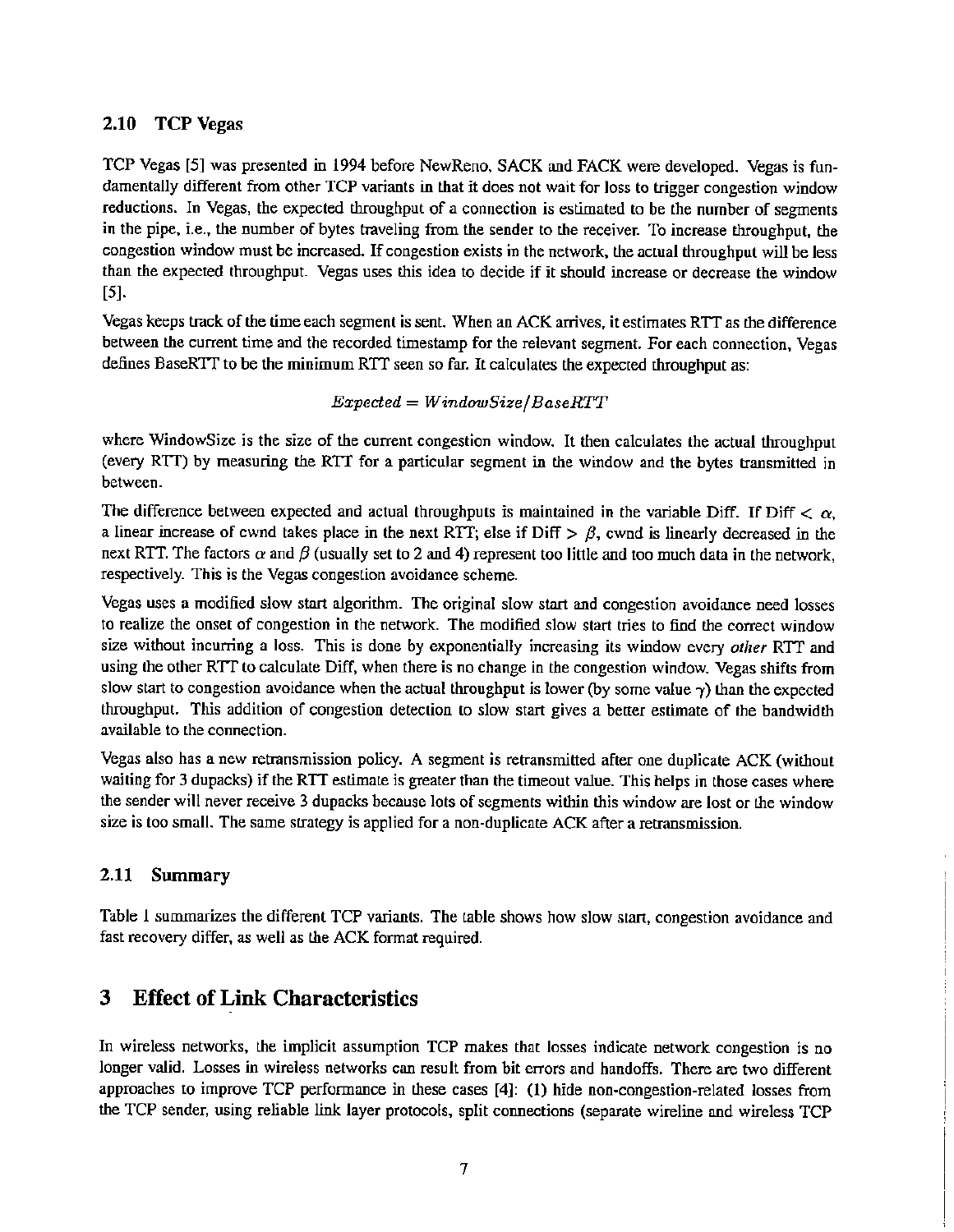### 2.10 TCP Vegas

TCP Vegas [5] was presented in 1994 before NewReno, SACK and FACK were developed. Vegas is fundamentally different from other TCP variants in that it does not wait for loss to trigger congestion window reductions. In Vegas, the expected throughput of a connection is estimated to be the number of segments in the pipe, i.e., the number of bytes traveling from the sender to the receiver. To increase throughput, the congestion window must be increased. If congestion exists in the network, the actual throughput will be less than the expected throughput. Vegas uses this idea to decide if it should increase or decrease the window [5].

Vegas keeps track of the time each segment is sent. When an ACK arrives, it estimates RTT as the difference between the current time and the recorded timestamp for the relevant segment. For each connection, Vegas defines BaseRTT to be the minimum RTT seen so far. It calculates the expected throughput as:

$$Expected = WindowSize/BaseRTT$$

where WindowSize is the size of the current congestion window. It then calculates the actual throughput (every RTT) by measuring the RTT for a particular segment in the window and the bytes transmitted in between.

The difference between expected and actual throughputs is maintained in the variable Diff. If Diff $< \alpha$, a linear increase of cwnd takes place in the next RTT; else if Diff $> \beta$, cwnd is linearly decreased in the next RTT. The factors $\alpha$ and $\beta$ (usually set to 2 and 4) represent too little and too much data in the network, respectively. This is the Vegas congestion avoidance scheme.

Vegas uses a modified slow start algorithm. The original slow start and congestion avoidance need losses to realize the onset of congestion in the network. The modified slow start tries to find the correct window size without incurring a loss. This is done by exponentially increasing its window every *other* RTT and using the other RTT to calculate Diff, when there is no change in the congestion window. Vegas shifts from slow start to congestion avoidance when the actual throughput is lower (by some value $\gamma$) than the expected throughput. This addition of congestion detection to slow start gives a better estimate of the bandwidth available to the connection.

Vegas also has a new retransmission policy. A segment is retransmitted after one duplicate ACK (without waiting for 3 dupacks) if the RTT estimate is greater than the timeout value. This helps in those cases where the sender will never receive 3 dupacks because lots of segments within this window are lost or the window size is too small. The same strategy is applied for a non-duplicate ACK after a retransmission.

### 2.11 Summary

Table 1 summarizes the different TCP variants. The table shows how slow start, congestion avoidance and fast recovery differ, as well as the ACK format required.

## 3 Effect of Link Characteristics

In wireless networks, the implicit assumption TCP makes that losses indicate network congestion is no longer valid. Losses in wireless networks can result from bit errors and handoffs. There are two different approaches to improve TCP performance in these cases [4]: (1) hide non-congestion-related losses from the TCP sender, using reliable link layer protocols, split connections (separate wireline and wireless TCP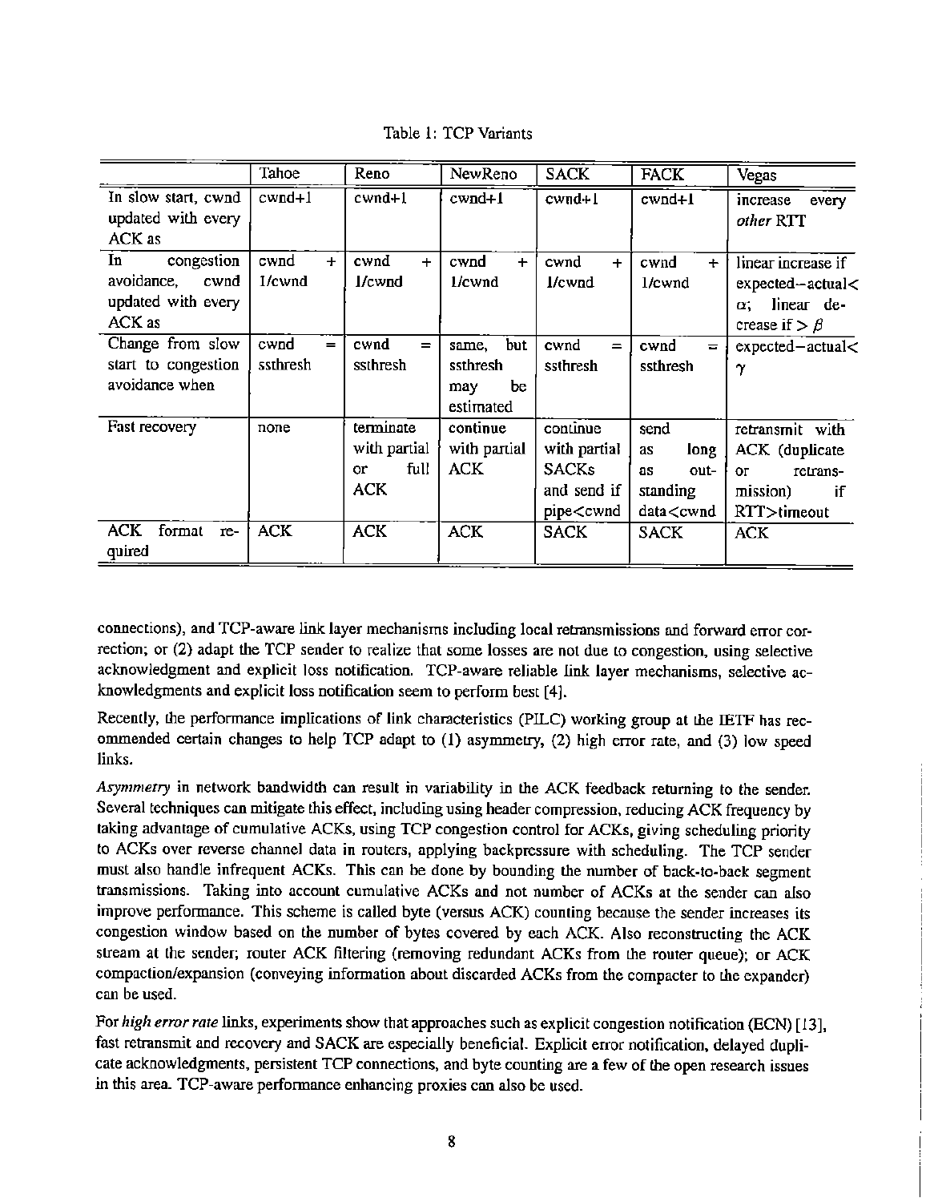Table 1: TCP Variants

| | Tahoe | Reno | NewReno | SACK | FACK | Vegas |
|---|---|---|---|---|---|---|
| In slow start, cwnd updated with every ACK as | cwnd+1 | cwnd+1 | cwnd+1 | cwnd+1 | cwnd+1 | increase every *other* RTT |
| In congestion avoidance, cwnd updated with every ACK as | cwnd + 1/cwnd | cwnd + 1/cwnd | cwnd + 1/cwnd | cwnd + 1/cwnd | cwnd + 1/cwnd | linear increase if expected−actual< $\alpha$; linear decrease if > $\beta$ |
| Change from slow start to congestion avoidance when | cwnd = ssthresh | cwnd = ssthresh | same, but ssthresh may be estimated | cwnd = ssthresh | cwnd = ssthresh | expected−actual< $\gamma$ |
| Fast recovery | none | terminate with partial or full ACK | continue with partial ACK | continue with partial SACKs and send if pipe<cwnd | send as long as outstanding data<cwnd | retransmit with ACK (duplicate or retransmission) if RTT>timeout |
| ACK format required | ACK | ACK | ACK | SACK | SACK | ACK |

connections), and TCP-aware link layer mechanisms including local retransmissions and forward error correction; or (2) adapt the TCP sender to realize that some losses are not due to congestion, using selective acknowledgment and explicit loss notification. TCP-aware reliable link layer mechanisms, selective acknowledgments and explicit loss notification seem to perform best [4].

Recently, the performance implications of link characteristics (PILC) working group at the IETF has recommended certain changes to help TCP adapt to (1) asymmetry, (2) high error rate, and (3) low speed links.

*Asymmetry* in network bandwidth can result in variability in the ACK feedback returning to the sender. Several techniques can mitigate this effect, including using header compression, reducing ACK frequency by taking advantage of cumulative ACKs, using TCP congestion control for ACKs, giving scheduling priority to ACKs over reverse channel data in routers, applying backpressure with scheduling. The TCP sender must also handle infrequent ACKs. This can be done by bounding the number of back-to-back segment transmissions. Taking into account cumulative ACKs and not number of ACKs at the sender can also improve performance. This scheme is called byte (versus ACK) counting because the sender increases its congestion window based on the number of bytes covered by each ACK. Also reconstructing the ACK stream at the sender; router ACK filtering (removing redundant ACKs from the router queue); or ACK compaction/expansion (conveying information about discarded ACKs from the compacter to the expander) can be used.

For *high error rate* links, experiments show that approaches such as explicit congestion notification (ECN) [13], fast retransmit and recovery and SACK are especially beneficial. Explicit error notification, delayed duplicate acknowledgments, persistent TCP connections, and byte counting are a few of the open research issues in this area. TCP-aware performance enhancing proxies can also be used.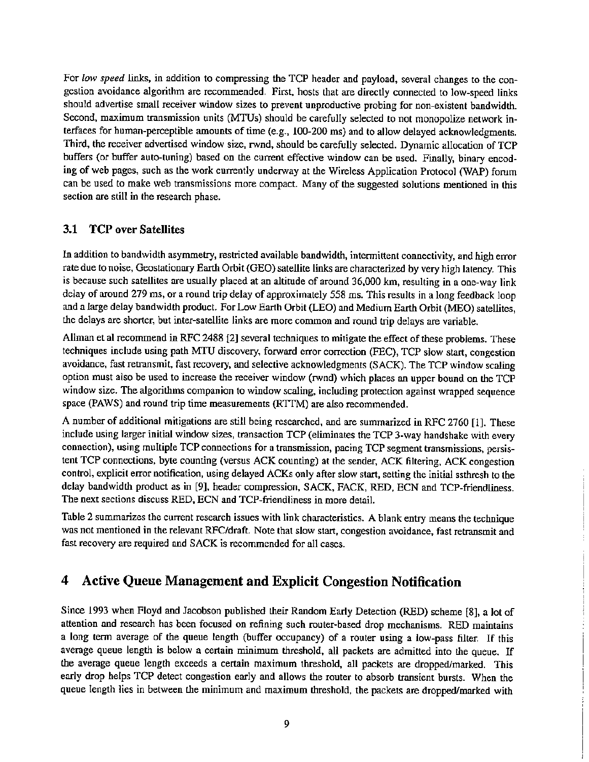For *low speed* links, in addition to compressing the TCP header and payload, several changes to the congestion avoidance algorithm are recommended. First, hosts that are directly connected to low-speed links should advertise small receiver window sizes to prevent unproductive probing for non-existent bandwidth. Second, maximum transmission units (MTUs) should be carefully selected to not monopolize network interfaces for human-perceptible amounts of time (e.g., 100-200 ms) and to allow delayed acknowledgments. Third, the receiver advertised window size, rwnd, should be carefully selected. Dynamic allocation of TCP buffers (or buffer auto-tuning) based on the current effective window can be used. Finally, binary encoding of web pages, such as the work currently underway at the Wireless Application Protocol (WAP) forum can be used to make web transmissions more compact. Many of the suggested solutions mentioned in this section are still in the research phase.

### 3.1 TCP over Satellites

In addition to bandwidth asymmetry, restricted available bandwidth, intermittent connectivity, and high error rate due to noise, Geostationary Earth Orbit (GEO) satellite links are characterized by very high latency. This is because such satellites are usually placed at an altitude of around 36,000 km, resulting in a one-way link delay of around 279 ms, or a round trip delay of approximately 558 ms. This results in a long feedback loop and a large delay bandwidth product. For Low Earth Orbit (LEO) and Medium Earth Orbit (MEO) satellites, the delays are shorter, but inter-satellite links are more common and round trip delays are variable.

Allman et al recommend in RFC 2488 [2] several techniques to mitigate the effect of these problems. These techniques include using path MTU discovery, forward error correction (FEC), TCP slow start, congestion avoidance, fast retransmit, fast recovery, and selective acknowledgments (SACK). The TCP window scaling option must also be used to increase the receiver window (rwnd) which places an upper bound on the TCP window size. The algorithms companion to window scaling, including protection against wrapped sequence space (PAWS) and round trip time measurements (RTTM) are also recommended.

A number of additional mitigations are still being researched, and are summarized in RFC 2760 [1]. These include using larger initial window sizes, transaction TCP (eliminates the TCP 3-way handshake with every connection), using multiple TCP connections for a transmission, pacing TCP segment transmissions, persistent TCP connections, byte counting (versus ACK counting) at the sender, ACK filtering, ACK congestion control, explicit error notification, using delayed ACKs only after slow start, setting the initial ssthresh to the delay bandwidth product as in [9], header compression, SACK, FACK, RED, ECN and TCP-friendliness. The next sections discuss RED, ECN and TCP-friendliness in more detail.

Table 2 summarizes the current research issues with link characteristics. A blank entry means the technique was not mentioned in the relevant RFC/draft. Note that slow start, congestion avoidance, fast retransmit and fast recovery are required and SACK is recommended for all cases.

## 4 Active Queue Management and Explicit Congestion Notification

Since 1993 when Floyd and Jacobson published their Random Early Detection (RED) scheme [8], a lot of attention and research has been focused on refining such router-based drop mechanisms. RED maintains a long term average of the queue length (buffer occupancy) of a router using a low-pass filter. If this average queue length is below a certain minimum threshold, all packets are admitted into the queue. If the average queue length exceeds a certain maximum threshold, all packets are dropped/marked. This early drop helps TCP detect congestion early and allows the router to absorb transient bursts. When the queue length lies in between the minimum and maximum threshold, the packets are dropped/marked with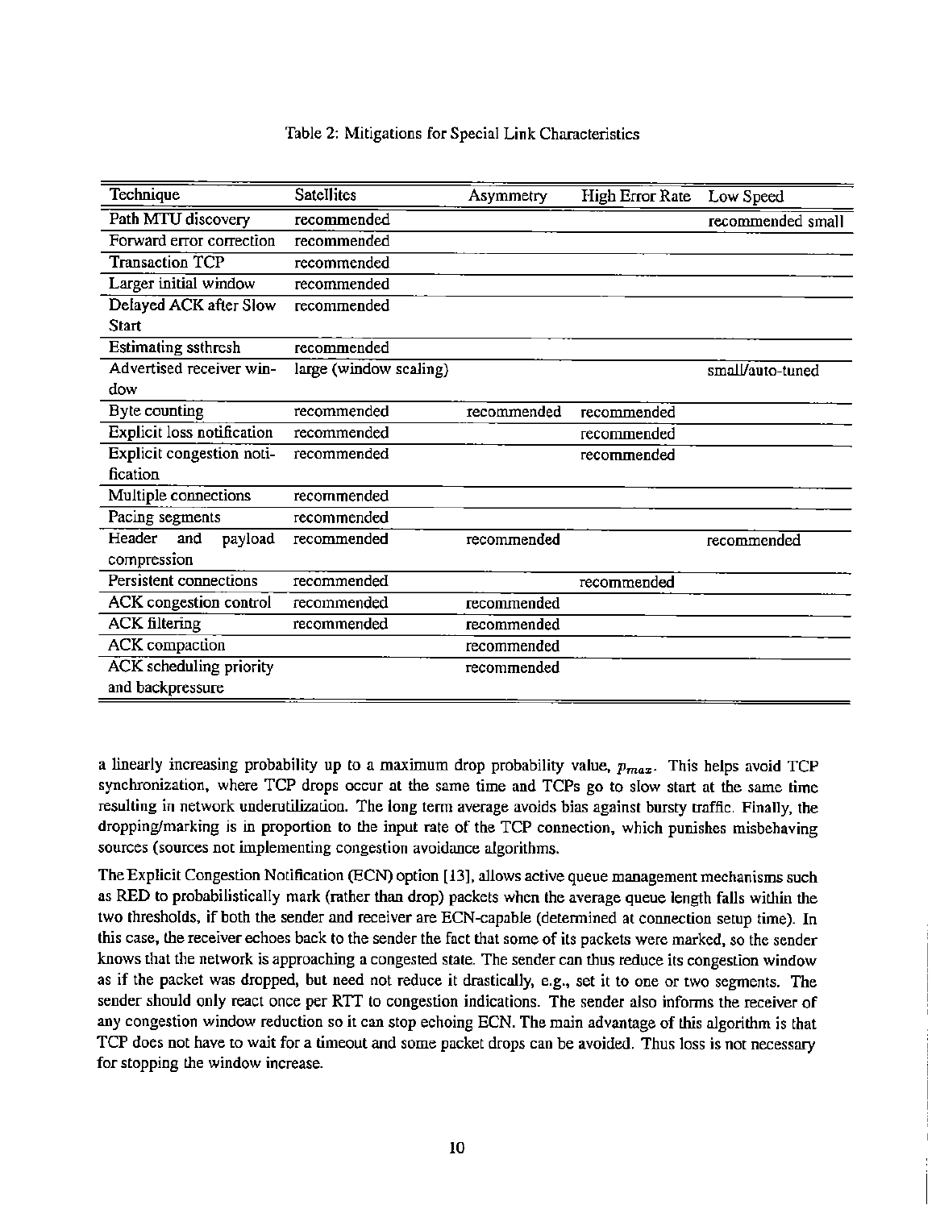Table 2: Mitigations for Special Link Characteristics

| Technique | Satellites | Asymmetry | High Error Rate | Low Speed |
|---|---|---|---|---|
| Path MTU discovery | recommended | | | recommended small |
| Forward error correction | recommended | | | |
| Transaction TCP | recommended | | | |
| Larger initial window | recommended | | | |
| Delayed ACK after Slow Start | recommended | | | |
| Estimating ssthresh | recommended | | | |
| Advertised receiver window | large (window scaling) | | | small/auto-tuned |
| Byte counting | recommended | recommended | recommended | |
| Explicit loss notification | recommended | | recommended | |
| Explicit congestion notification | recommended | | recommended | |
| Multiple connections | recommended | | | |
| Pacing segments | recommended | | | |
| Header and payload compression | recommended | recommended | | recommended |
| Persistent connections | recommended | | recommended | |
| ACK congestion control | recommended | recommended | | |
| ACK filtering | recommended | recommended | | |
| ACK compaction | | recommended | | |
| ACK scheduling priority and backpressure | | recommended | | |

a linearly increasing probability up to a maximum drop probability value, $p_{max}$. This helps avoid TCP synchronization, where TCP drops occur at the same time and TCPs go to slow start at the same time resulting in network underutilization. The long term average avoids bias against bursty traffic. Finally, the dropping/marking is in proportion to the input rate of the TCP connection, which punishes misbehaving sources (sources not implementing congestion avoidance algorithms.

The Explicit Congestion Notification (ECN) option [13], allows active queue management mechanisms such as RED to probabilistically mark (rather than drop) packets when the average queue length falls within the two thresholds, if both the sender and receiver are ECN-capable (determined at connection setup time). In this case, the receiver echoes back to the sender the fact that some of its packets were marked, so the sender knows that the network is approaching a congested state. The sender can thus reduce its congestion window as if the packet was dropped, but need not reduce it drastically, e.g., set it to one or two segments. The sender should only react once per RTT to congestion indications. The sender also informs the receiver of any congestion window reduction so it can stop echoing ECN. The main advantage of this algorithm is that TCP does not have to wait for a timeout and some packet drops can be avoided. Thus loss is not necessary for stopping the window increase.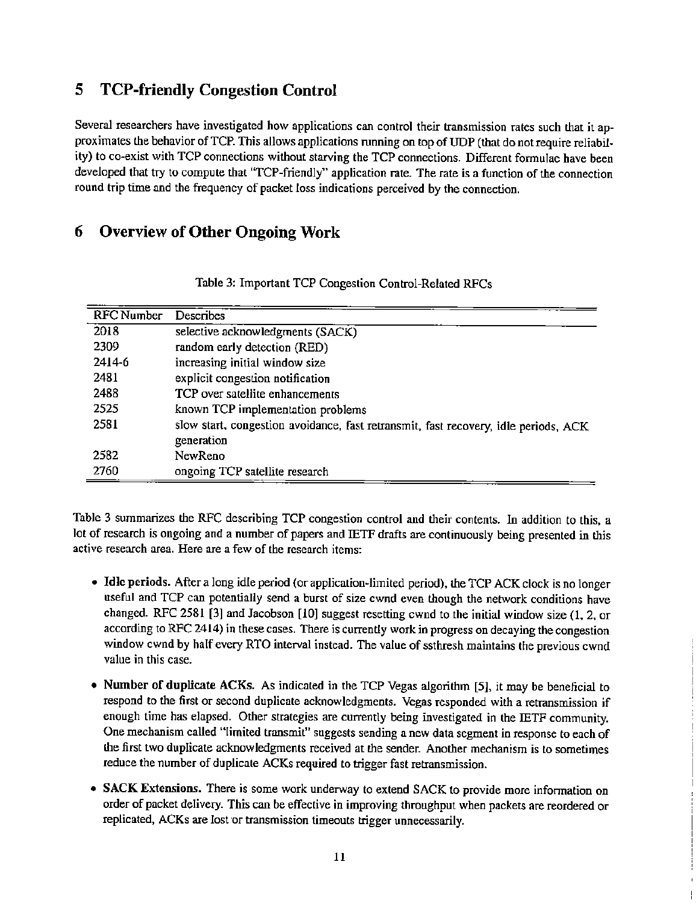## 5 TCP-friendly Congestion Control

Several researchers have investigated how applications can control their transmission rates such that it approximates the behavior of TCP. This allows applications running on top of UDP (that do not require reliability) to co-exist with TCP connections without starving the TCP connections. Different formulae have been developed that try to compute that "TCP-friendly" application rate. The rate is a function of the connection round trip time and the frequency of packet loss indications perceived by the connection.

## 6 Overview of Other Ongoing Work

Table 3: Important TCP Congestion Control-Related RFCs

| RFC Number | Describes |
|---|---|
| 2018 | selective acknowledgments (SACK) |
| 2309 | random early detection (RED) |
| 2414-6 | increasing initial window size |
| 2481 | explicit congestion notification |
| 2488 | TCP over satellite enhancements |
| 2525 | known TCP implementation problems |
| 2581 | slow start, congestion avoidance, fast retransmit, fast recovery, idle periods, ACK generation |
| 2582 | NewReno |
| 2760 | ongoing TCP satellite research |

Table 3 summarizes the RFC describing TCP congestion control and their contents. In addition to this, a lot of research is ongoing and a number of papers and IETF drafts are continuously being presented in this active research area. Here are a few of the research items:

- **Idle periods.** After a long idle period (or application-limited period), the TCP ACK clock is no longer useful and TCP can potentially send a burst of size cwnd even though the network conditions have changed. RFC 2581 [3] and Jacobson [10] suggest resetting cwnd to the initial window size (1, 2, or according to RFC 2414) in these cases. There is currently work in progress on decaying the congestion window cwnd by half every RTO interval instead. The value of ssthresh maintains the previous cwnd value in this case.

- **Number of duplicate ACKs.** As indicated in the TCP Vegas algorithm [5], it may be beneficial to respond to the first or second duplicate acknowledgments. Vegas responded with a retransmission if enough time has elapsed. Other strategies are currently being investigated in the IETF community. One mechanism called "limited transmit" suggests sending a new data segment in response to each of the first two duplicate acknowledgments received at the sender. Another mechanism is to sometimes reduce the number of duplicate ACKs required to trigger fast retransmission.

- **SACK Extensions.** There is some work underway to extend SACK to provide more information on order of packet delivery. This can be effective in improving throughput when packets are reordered or replicated, ACKs are lost or transmission timeouts trigger unnecessarily.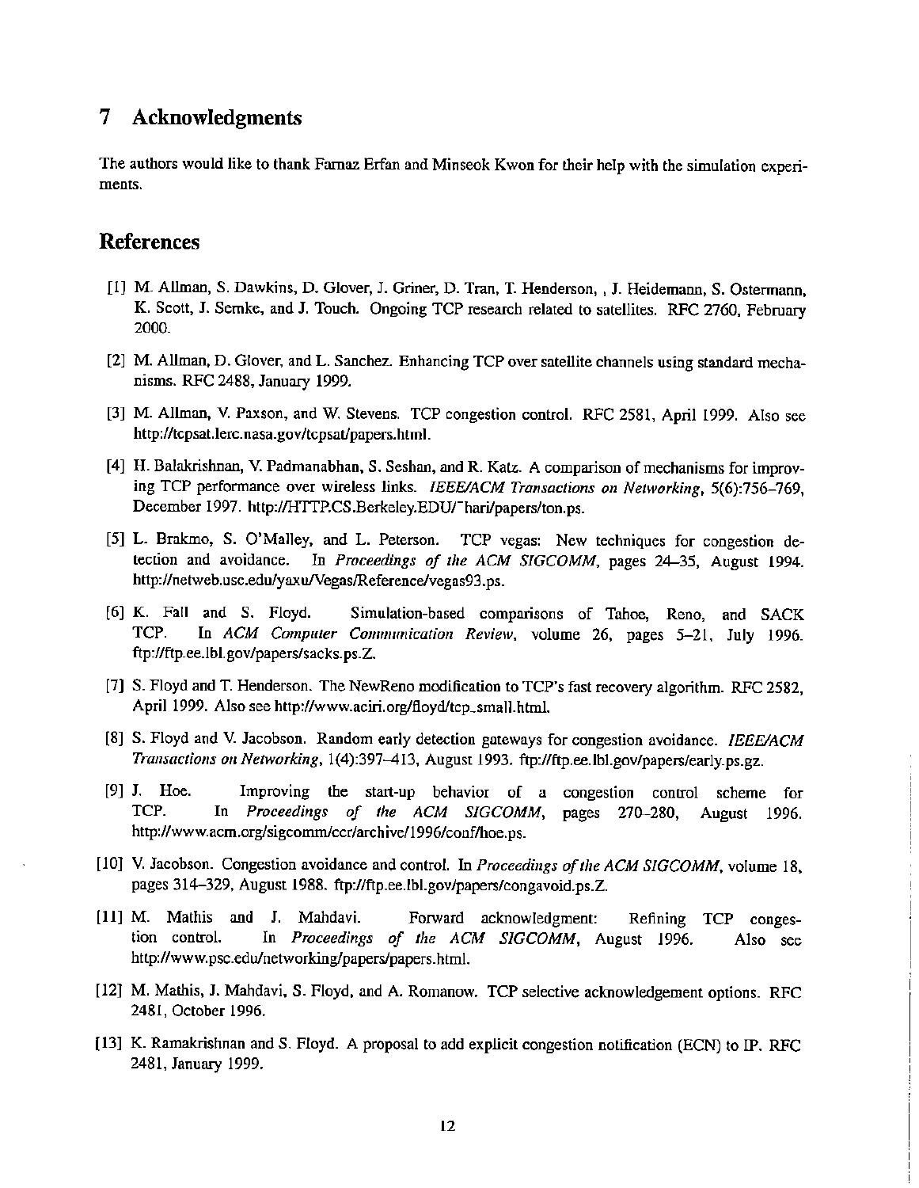## 7 Acknowledgments

The authors would like to thank Farnaz Erfan and Minseok Kwon for their help with the simulation experiments.

## References

[1] M. Allman, S. Dawkins, D. Glover, J. Griner, D. Tran, T. Henderson, , J. Heidemann, S. Ostermann, K. Scott, J. Semke, and J. Touch. Ongoing TCP research related to satellites. RFC 2760, February 2000.

[2] M. Allman, D. Glover, and L. Sanchez. Enhancing TCP over satellite channels using standard mechanisms. RFC 2488, January 1999.

[3] M. Allman, V. Paxson, and W. Stevens. TCP congestion control. RFC 2581, April 1999. Also see http://tcpsat.lerc.nasa.gov/tcpsat/papers.html.

[4] H. Balakrishnan, V. Padmanabhan, S. Seshan, and R. Katz. A comparison of mechanisms for improving TCP performance over wireless links. *IEEE/ACM Transactions on Networking*, 5(6):756–769, December 1997. http://HTTP.CS.Berkeley.EDU/~hari/papers/ton.ps.

[5] L. Brakmo, S. O'Malley, and L. Peterson. TCP vegas: New techniques for congestion detection and avoidance. In *Proceedings of the ACM SIGCOMM*, pages 24–35, August 1994. http://netweb.usc.edu/yaxu/Vegas/Reference/vegas93.ps.

[6] K. Fall and S. Floyd. Simulation-based comparisons of Tahoe, Reno, and SACK TCP. In *ACM Computer Communication Review*, volume 26, pages 5–21, July 1996. ftp://ftp.ee.lbl.gov/papers/sacks.ps.Z.

[7] S. Floyd and T. Henderson. The NewReno modification to TCP's fast recovery algorithm. RFC 2582, April 1999. Also see http://www.aciri.org/floyd/tcp_small.html.

[8] S. Floyd and V. Jacobson. Random early detection gateways for congestion avoidance. *IEEE/ACM Transactions on Networking*, 1(4):397–413, August 1993. ftp://ftp.ee.lbl.gov/papers/early.ps.gz.

[9] J. Hoe. Improving the start-up behavior of a congestion control scheme for TCP. In *Proceedings of the ACM SIGCOMM*, pages 270–280, August 1996. http://www.acm.org/sigcomm/ccr/archive/1996/conf/hoe.ps.

[10] V. Jacobson. Congestion avoidance and control. In *Proceedings of the ACM SIGCOMM*, volume 18, pages 314–329, August 1988. ftp://ftp.ee.lbl.gov/papers/congavoid.ps.Z.

[11] M. Mathis and J. Mahdavi. Forward acknowledgment: Refining TCP congestion control. In *Proceedings of the ACM SIGCOMM*, August 1996. Also see http://www.psc.edu/networking/papers/papers.html.

[12] M. Mathis, J. Mahdavi, S. Floyd, and A. Romanow. TCP selective acknowledgement options. RFC 2481, October 1996.

[13] K. Ramakrishnan and S. Floyd. A proposal to add explicit congestion notification (ECN) to IP. RFC 2481, January 1999.